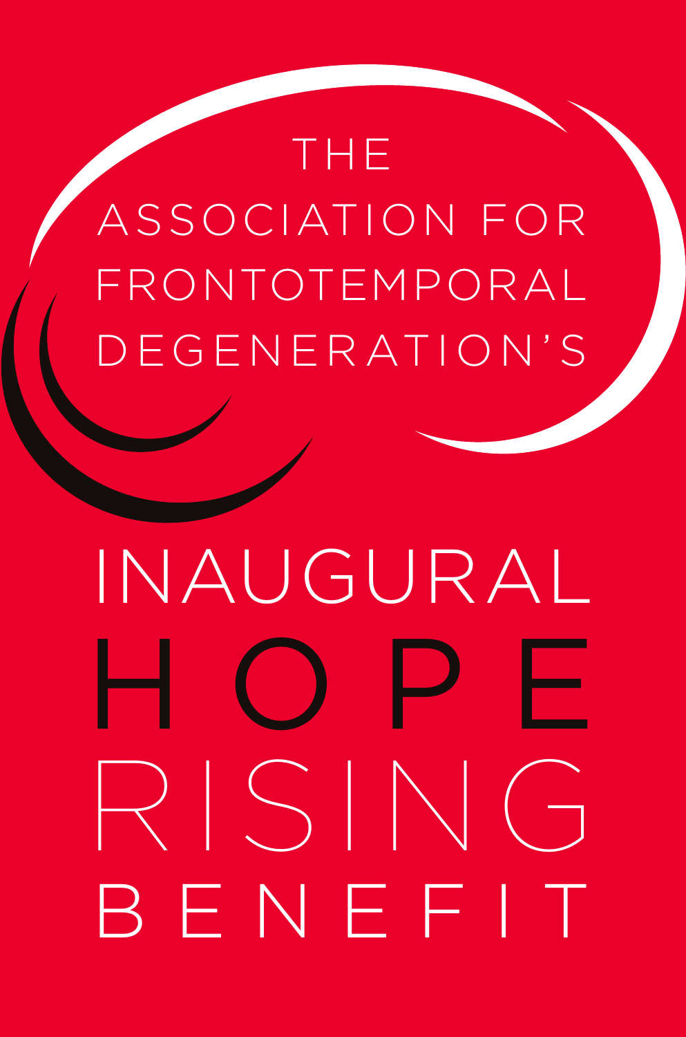THE ASSOCIATION FOR FRONTOTEMPORAL DEGENERATION'S

# INAUGURAL HOPE RISING BENEFIT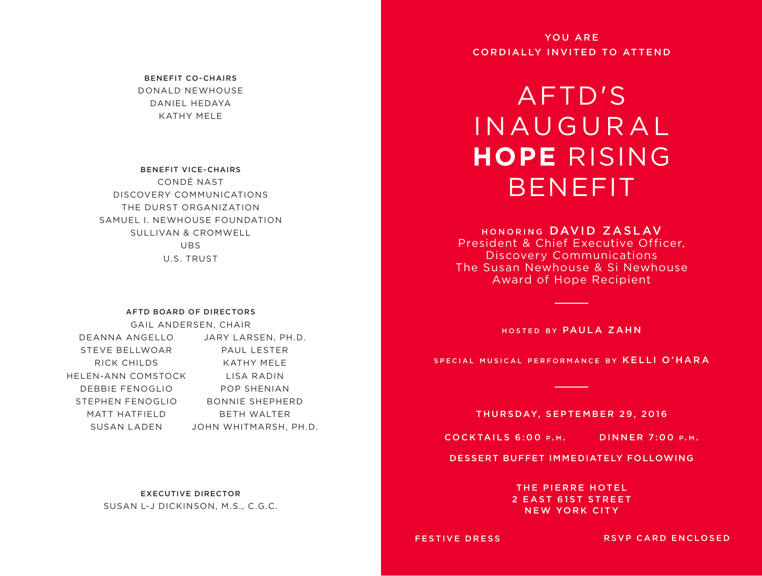**BENEFIT CO-CHAIRS**

DONALD NEWHOUSE
DANIEL HEDAYA
KATHY MELE

**BENEFIT VICE-CHAIRS**

CONDÉ NAST
DISCOVERY COMMUNICATIONS
THE DURST ORGANIZATION
SAMUEL I. NEWHOUSE FOUNDATION
SULLIVAN & CROMWELL
UBS
U.S. TRUST

**AFTD BOARD OF DIRECTORS**

GAIL ANDERSEN, CHAIR

DEANNA ANGELLO
STEVE BELLWOAR
RICK CHILDS
HELEN-ANN COMSTOCK
DEBBIE FENOGLIO
STEPHEN FENOGLIO
MATT HATFIELD
SUSAN LADEN
JARY LARSEN, PH.D.
PAUL LESTER
KATHY MELE
LISA RADIN
POP SHENIAN
BONNIE SHEPHERD
BETH WALTER
JOHN WHITMARSH, PH.D.

**EXECUTIVE DIRECTOR**

SUSAN L-J DICKINSON, M.S., C.G.C.

YOU ARE
CORDIALLY INVITED TO ATTEND

# AFTD'S INAUGURAL **HOPE** RISING BENEFIT

HONORING **DAVID ZASLAV**
President & Chief Executive Officer,
Discovery Communications
The Susan Newhouse & Si Newhouse
Award of Hope Recipient

---

HOSTED BY **PAULA ZAHN**

SPECIAL MUSICAL PERFORMANCE BY **KELLI O'HARA**

---

THURSDAY, SEPTEMBER 29, 2016

COCKTAILS 6:00 P.M. DINNER 7:00 P.M.

DESSERT BUFFET IMMEDIATELY FOLLOWING

THE PIERRE HOTEL
2 EAST 61ST STREET
NEW YORK CITY

FESTIVE DRESS

RSVP CARD ENCLOSED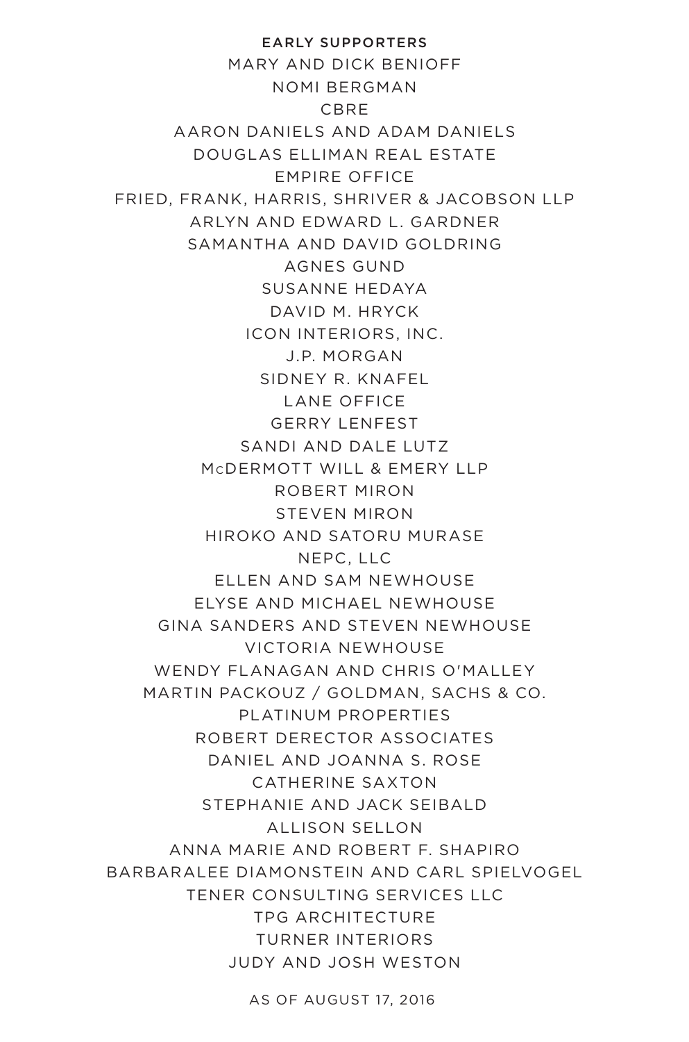## EARLY SUPPORTERS

MARY AND DICK BENIOFF

NOMI BERGMAN

CBRE

AARON DANIELS AND ADAM DANIELS

DOUGLAS ELLIMAN REAL ESTATE

EMPIRE OFFICE

FRIED, FRANK, HARRIS, SHRIVER & JACOBSON LLP

ARLYN AND EDWARD L. GARDNER

SAMANTHA AND DAVID GOLDRING

AGNES GUND

SUSANNE HEDAYA

DAVID M. HRYCK

ICON INTERIORS, INC.

J.P. MORGAN

SIDNEY R. KNAFEL

LANE OFFICE

GERRY LENFEST

SANDI AND DALE LUTZ

McDERMOTT WILL & EMERY LLP

ROBERT MIRON

STEVEN MIRON

HIROKO AND SATORU MURASE

NEPC, LLC

ELLEN AND SAM NEWHOUSE

ELYSE AND MICHAEL NEWHOUSE

GINA SANDERS AND STEVEN NEWHOUSE

VICTORIA NEWHOUSE

WENDY FLANAGAN AND CHRIS O'MALLEY

MARTIN PACKOUZ / GOLDMAN, SACHS & CO.

PLATINUM PROPERTIES

ROBERT DERECTOR ASSOCIATES

DANIEL AND JOANNA S. ROSE

CATHERINE SAXTON

STEPHANIE AND JACK SEIBALD

ALLISON SELLON

ANNA MARIE AND ROBERT F. SHAPIRO

BARBARALEE DIAMONSTEIN AND CARL SPIELVOGEL

TENER CONSULTING SERVICES LLC

TPG ARCHITECTURE

TURNER INTERIORS

JUDY AND JOSH WESTON

AS OF AUGUST 17, 2016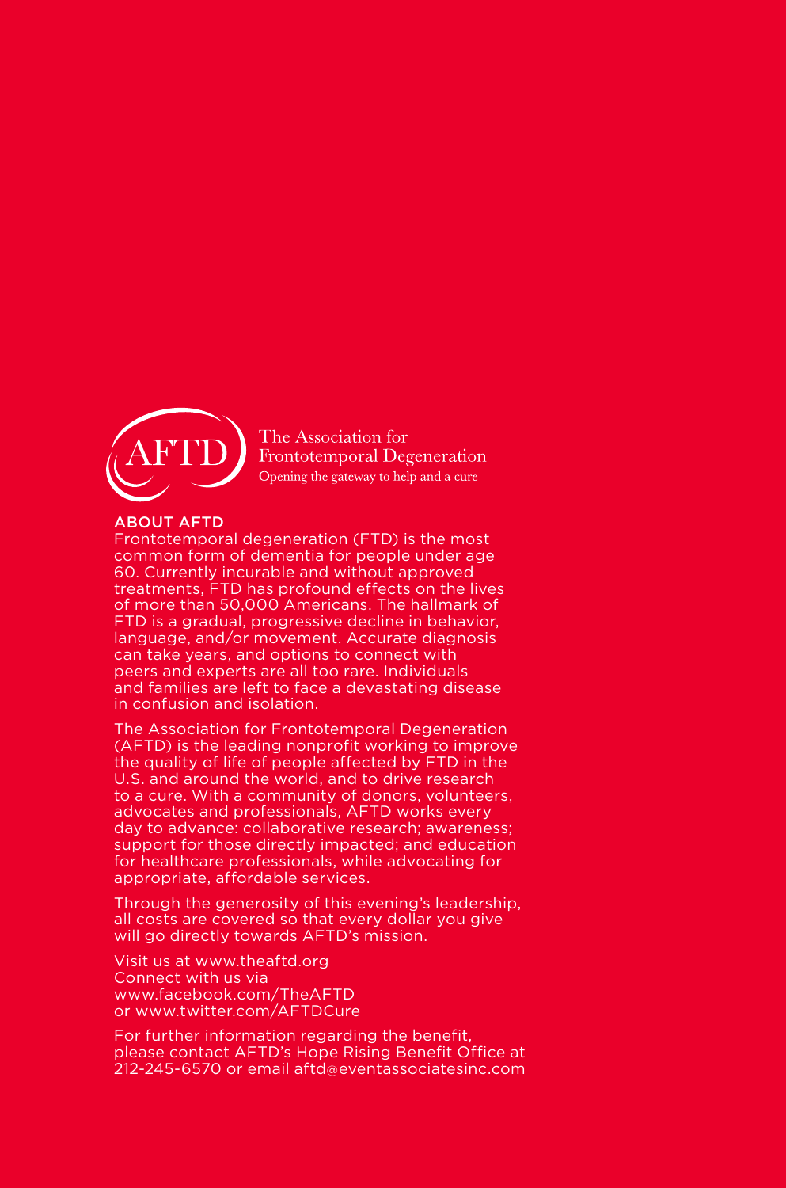AFTD

The Association for Frontotemporal Degeneration

Opening the gateway to help and a cure

## ABOUT AFTD

Frontotemporal degeneration (FTD) is the most common form of dementia for people under age 60. Currently incurable and without approved treatments, FTD has profound effects on the lives of more than 50,000 Americans. The hallmark of FTD is a gradual, progressive decline in behavior, language, and/or movement. Accurate diagnosis can take years, and options to connect with peers and experts are all too rare. Individuals and families are left to face a devastating disease in confusion and isolation.

The Association for Frontotemporal Degeneration (AFTD) is the leading nonprofit working to improve the quality of life of people affected by FTD in the U.S. and around the world, and to drive research to a cure. With a community of donors, volunteers, advocates and professionals, AFTD works every day to advance: collaborative research; awareness; support for those directly impacted; and education for healthcare professionals, while advocating for appropriate, affordable services.

Through the generosity of this evening's leadership, all costs are covered so that every dollar you give will go directly towards AFTD's mission.

Visit us at www.theaftd.org
Connect with us via
www.facebook.com/TheAFTD
or www.twitter.com/AFTDCure

For further information regarding the benefit, please contact AFTD's Hope Rising Benefit Office at 212-245-6570 or email aftd@eventassociatesinc.com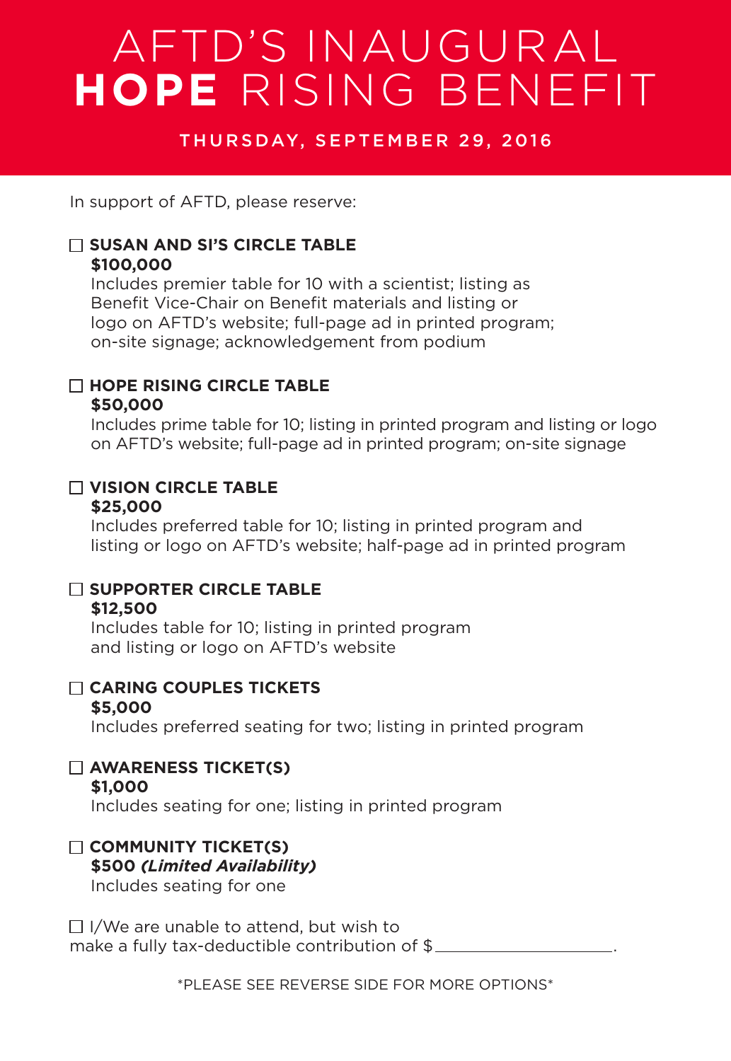# AFTD'S INAUGURAL **HOPE** RISING BENEFIT

THURSDAY, SEPTEMBER 29, 2016

In support of AFTD, please reserve:

☐ **SUSAN AND SI'S CIRCLE TABLE**
**$100,000**
Includes premier table for 10 with a scientist; listing as Benefit Vice-Chair on Benefit materials and listing or logo on AFTD's website; full-page ad in printed program; on-site signage; acknowledgement from podium

☐ **HOPE RISING CIRCLE TABLE**
**$50,000**
Includes prime table for 10; listing in printed program and listing or logo on AFTD's website; full-page ad in printed program; on-site signage

☐ **VISION CIRCLE TABLE**
**$25,000**
Includes preferred table for 10; listing in printed program and listing or logo on AFTD's website; half-page ad in printed program

☐ **SUPPORTER CIRCLE TABLE**
**$12,500**
Includes table for 10; listing in printed program and listing or logo on AFTD's website

☐ **CARING COUPLES TICKETS**
**$5,000**
Includes preferred seating for two; listing in printed program

☐ **AWARENESS TICKET(S)**
**$1,000**
Includes seating for one; listing in printed program

☐ **COMMUNITY TICKET(S)**
**$500** ***(Limited Availability)***
Includes seating for one

☐ I/We are unable to attend, but wish to make a fully tax-deductible contribution of $\_\_\_\_\_\_\_\_\_\_\_\_\_\_\_\_\_\_.

\*PLEASE SEE REVERSE SIDE FOR MORE OPTIONS\*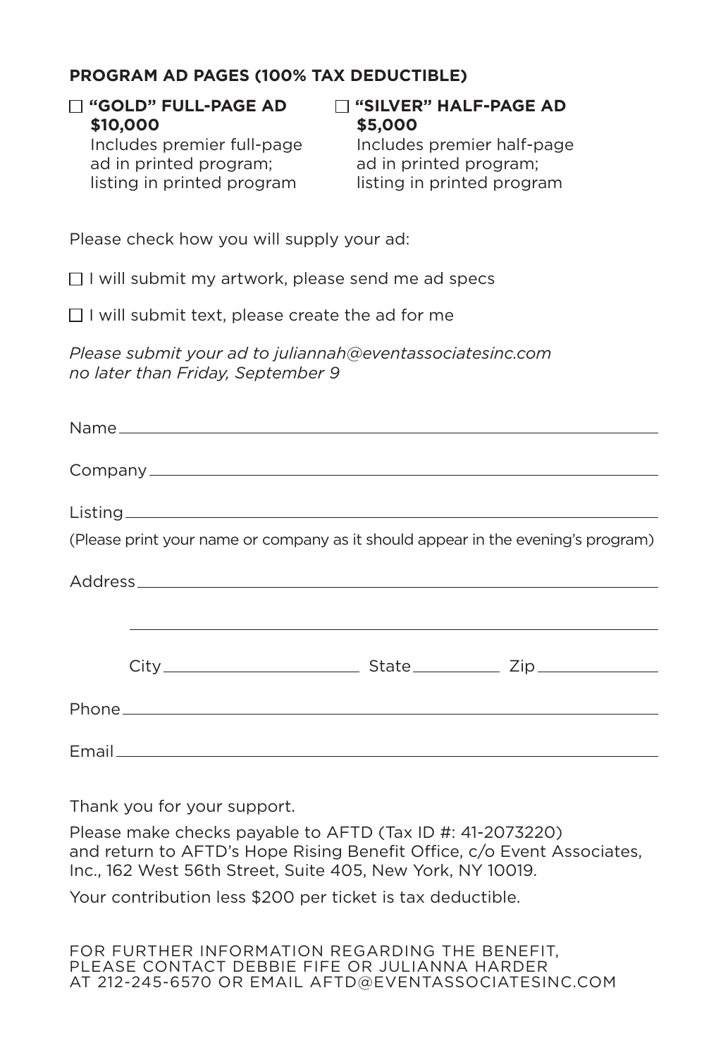**PROGRAM AD PAGES (100% TAX DEDUCTIBLE)**

☐ **"GOLD" FULL-PAGE AD**
**$10,000**
Includes premier full-page ad in printed program; listing in printed program

☐ **"SILVER" HALF-PAGE AD**
**$5,000**
Includes premier half-page ad in printed program; listing in printed program

Please check how you will supply your ad:

☐ I will submit my artwork, please send me ad specs

☐ I will submit text, please create the ad for me

*Please submit your ad to juliannah@eventassociatesinc.com no later than Friday, September 9*

Name ______________________________________________

Company ______________________________________________

Listing ______________________________________________

(Please print your name or company as it should appear in the evening's program)

Address ______________________________________________

______________________________________________

City ____________________ State __________ Zip ____________

Phone ______________________________________________

Email ______________________________________________

Thank you for your support.

Please make checks payable to AFTD (Tax ID #: 41-2073220) and return to AFTD's Hope Rising Benefit Office, c/o Event Associates, Inc., 162 West 56th Street, Suite 405, New York, NY 10019.

Your contribution less $200 per ticket is tax deductible.

FOR FURTHER INFORMATION REGARDING THE BENEFIT, PLEASE CONTACT DEBBIE FIFE OR JULIANNA HARDER AT 212-245-6570 OR EMAIL AFTD@EVENTASSOCIATESINC.COM